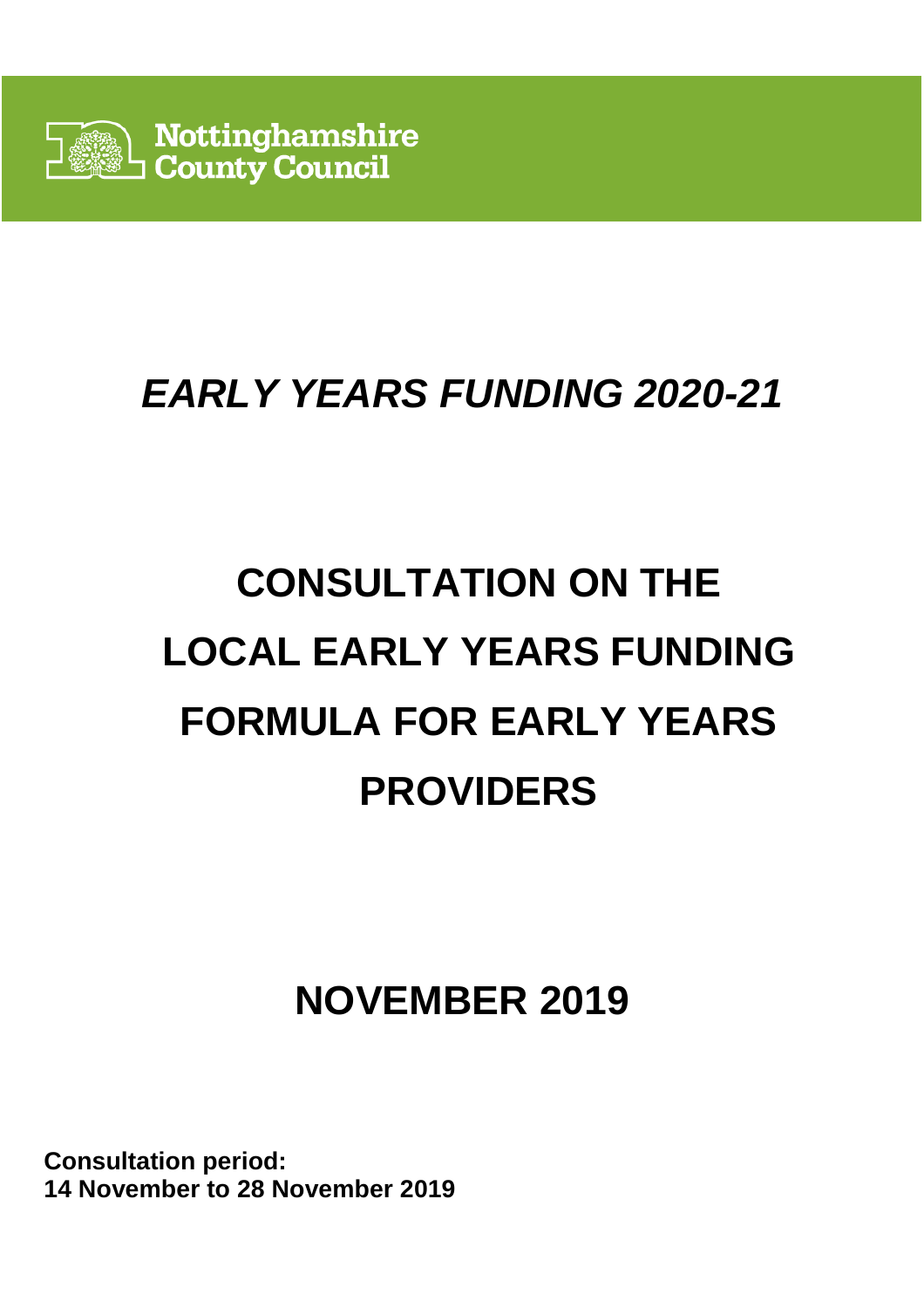Nottinghamshire County Council

*EARLY YEARS FUNDING 2020-21*

# CONSULTATION ON THE LOCAL EARLY YEARS FUNDING FORMULA FOR EARLY YEARS PROVIDERS

## NOVEMBER 2019

**Consultation period:**
**14 November to 28 November 2019**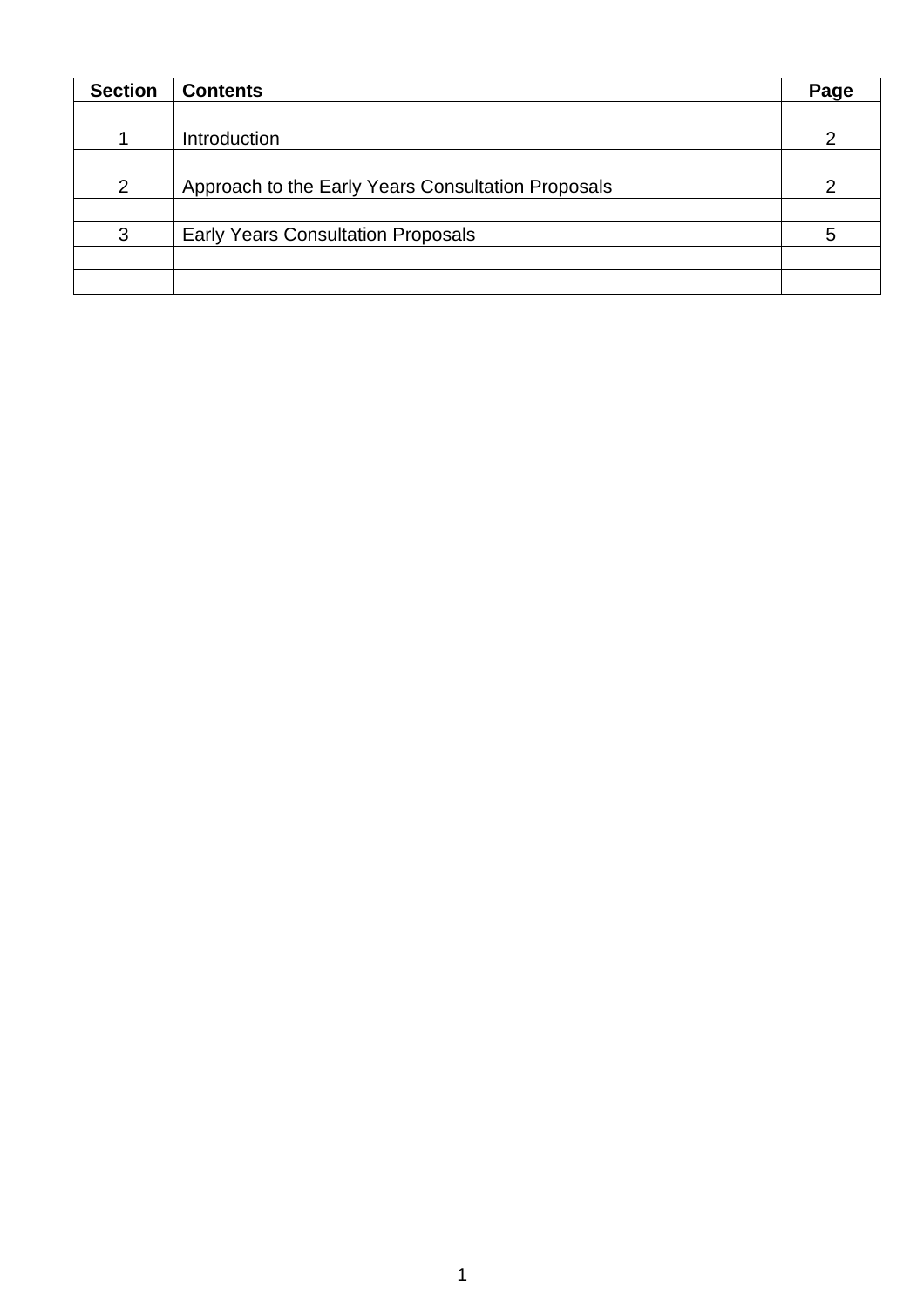| Section | Contents | Page |
|---|---|---|
| | | |
| 1 | Introduction | 2 |
| | | |
| 2 | Approach to the Early Years Consultation Proposals | 2 |
| | | |
| 3 | Early Years Consultation Proposals | 5 |
| | | |
| | | |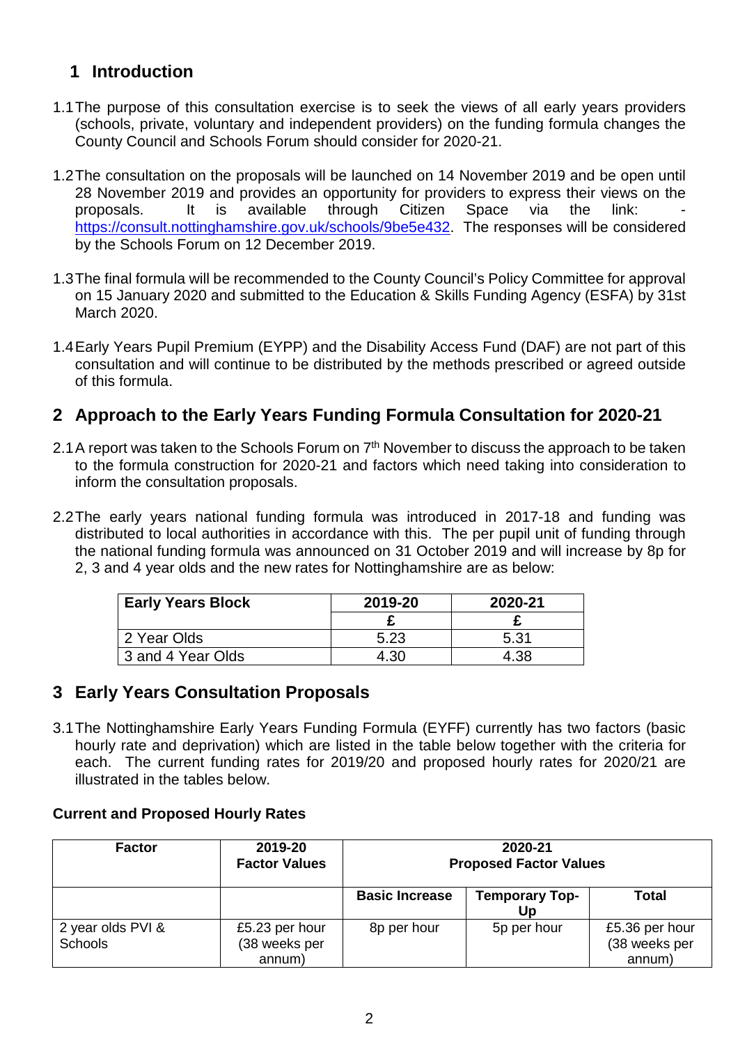## 1 Introduction

1.1 The purpose of this consultation exercise is to seek the views of all early years providers (schools, private, voluntary and independent providers) on the funding formula changes the County Council and Schools Forum should consider for 2020-21.

1.2 The consultation on the proposals will be launched on 14 November 2019 and be open until 28 November 2019 and provides an opportunity for providers to express their views on the proposals. It is available through Citizen Space via the link: - https://consult.nottinghamshire.gov.uk/schools/9be5e432. The responses will be considered by the Schools Forum on 12 December 2019.

1.3 The final formula will be recommended to the County Council's Policy Committee for approval on 15 January 2020 and submitted to the Education & Skills Funding Agency (ESFA) by 31st March 2020.

1.4 Early Years Pupil Premium (EYPP) and the Disability Access Fund (DAF) are not part of this consultation and will continue to be distributed by the methods prescribed or agreed outside of this formula.

## 2 Approach to the Early Years Funding Formula Consultation for 2020-21

2.1 A report was taken to the Schools Forum on 7th November to discuss the approach to be taken to the formula construction for 2020-21 and factors which need taking into consideration to inform the consultation proposals.

2.2 The early years national funding formula was introduced in 2017-18 and funding was distributed to local authorities in accordance with this. The per pupil unit of funding through the national funding formula was announced on 31 October 2019 and will increase by 8p for 2, 3 and 4 year olds and the new rates for Nottinghamshire are as below:

| Early Years Block | 2019-20 | 2020-21 |
|---|---|---|
| | £ | £ |
| 2 Year Olds | 5.23 | 5.31 |
| 3 and 4 Year Olds | 4.30 | 4.38 |

## 3 Early Years Consultation Proposals

3.1 The Nottinghamshire Early Years Funding Formula (EYFF) currently has two factors (basic hourly rate and deprivation) which are listed in the table below together with the criteria for each. The current funding rates for 2019/20 and proposed hourly rates for 2020/21 are illustrated in the tables below.

**Current and Proposed Hourly Rates**

| Factor | 2019-20 Factor Values | 2020-21 Proposed Factor Values | | |
|---|---|---|---|---|
| | | Basic Increase | Temporary Top-Up | Total |
| 2 year olds PVI & Schools | £5.23 per hour (38 weeks per annum) | 8p per hour | 5p per hour | £5.36 per hour (38 weeks per annum) |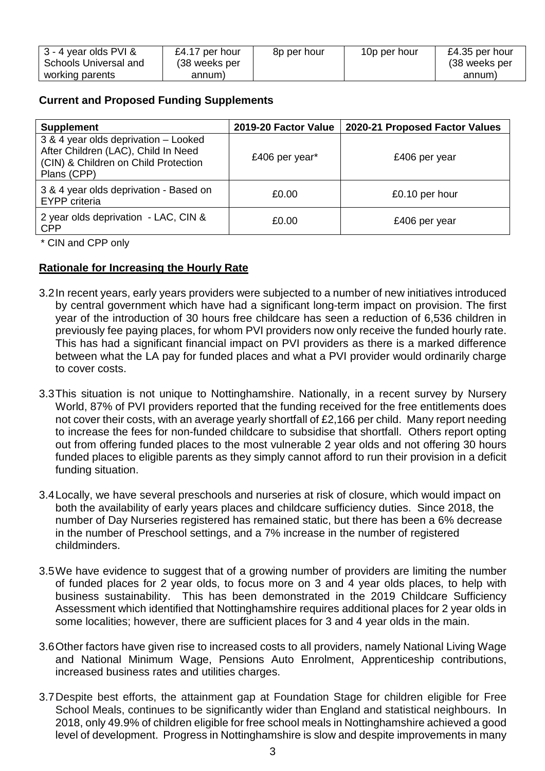| | | | | |
|---|---|---|---|---|
| 3 - 4 year olds PVI & Schools Universal and working parents | £4.17 per hour (38 weeks per annum) | 8p per hour | 10p per hour | £4.35 per hour (38 weeks per annum) |

**Current and Proposed Funding Supplements**

| Supplement | 2019-20 Factor Value | 2020-21 Proposed Factor Values |
|---|---|---|
| 3 & 4 year olds deprivation – Looked After Children (LAC), Child In Need (CIN) & Children on Child Protection Plans (CPP) | £406 per year* | £406 per year |
| 3 & 4 year olds deprivation - Based on EYPP criteria | £0.00 | £0.10 per hour |
| 2 year olds deprivation - LAC, CIN & CPP | £0.00 | £406 per year |

\* CIN and CPP only

**Rationale for Increasing the Hourly Rate**

3.2 In recent years, early years providers were subjected to a number of new initiatives introduced by central government which have had a significant long-term impact on provision. The first year of the introduction of 30 hours free childcare has seen a reduction of 6,536 children in previously fee paying places, for whom PVI providers now only receive the funded hourly rate. This has had a significant financial impact on PVI providers as there is a marked difference between what the LA pay for funded places and what a PVI provider would ordinarily charge to cover costs.

3.3 This situation is not unique to Nottinghamshire. Nationally, in a recent survey by Nursery World, 87% of PVI providers reported that the funding received for the free entitlements does not cover their costs, with an average yearly shortfall of £2,166 per child. Many report needing to increase the fees for non-funded childcare to subsidise that shortfall. Others report opting out from offering funded places to the most vulnerable 2 year olds and not offering 30 hours funded places to eligible parents as they simply cannot afford to run their provision in a deficit funding situation.

3.4 Locally, we have several preschools and nurseries at risk of closure, which would impact on both the availability of early years places and childcare sufficiency duties. Since 2018, the number of Day Nurseries registered has remained static, but there has been a 6% decrease in the number of Preschool settings, and a 7% increase in the number of registered childminders.

3.5 We have evidence to suggest that of a growing number of providers are limiting the number of funded places for 2 year olds, to focus more on 3 and 4 year olds places, to help with business sustainability. This has been demonstrated in the 2019 Childcare Sufficiency Assessment which identified that Nottinghamshire requires additional places for 2 year olds in some localities; however, there are sufficient places for 3 and 4 year olds in the main.

3.6 Other factors have given rise to increased costs to all providers, namely National Living Wage and National Minimum Wage, Pensions Auto Enrolment, Apprenticeship contributions, increased business rates and utilities charges.

3.7 Despite best efforts, the attainment gap at Foundation Stage for children eligible for Free School Meals, continues to be significantly wider than England and statistical neighbours. In 2018, only 49.9% of children eligible for free school meals in Nottinghamshire achieved a good level of development. Progress in Nottinghamshire is slow and despite improvements in many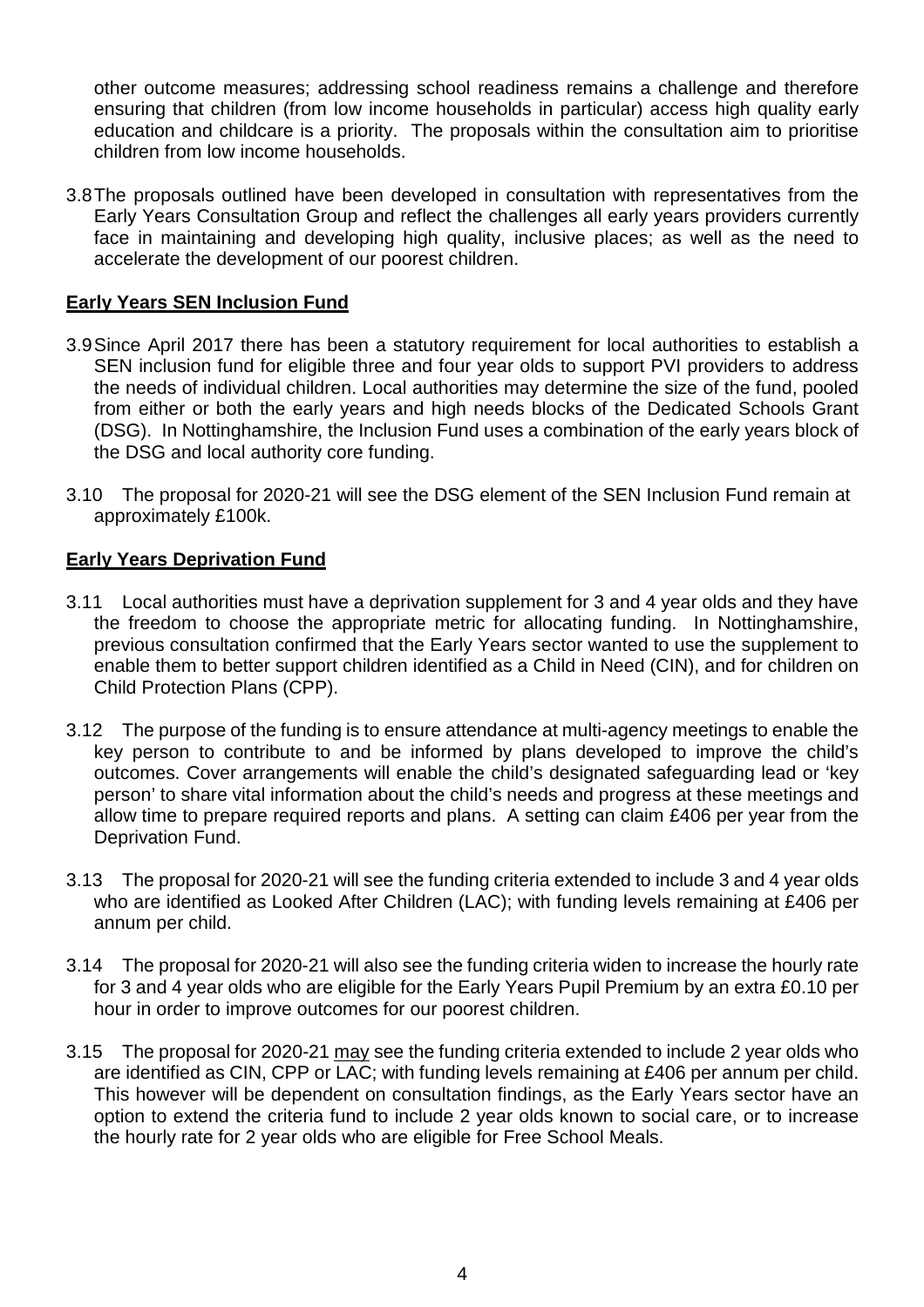other outcome measures; addressing school readiness remains a challenge and therefore ensuring that children (from low income households in particular) access high quality early education and childcare is a priority. The proposals within the consultation aim to prioritise children from low income households.

3.8 The proposals outlined have been developed in consultation with representatives from the Early Years Consultation Group and reflect the challenges all early years providers currently face in maintaining and developing high quality, inclusive places; as well as the need to accelerate the development of our poorest children.

**Early Years SEN Inclusion Fund**

3.9 Since April 2017 there has been a statutory requirement for local authorities to establish a SEN inclusion fund for eligible three and four year olds to support PVI providers to address the needs of individual children. Local authorities may determine the size of the fund, pooled from either or both the early years and high needs blocks of the Dedicated Schools Grant (DSG). In Nottinghamshire, the Inclusion Fund uses a combination of the early years block of the DSG and local authority core funding.

3.10 The proposal for 2020-21 will see the DSG element of the SEN Inclusion Fund remain at approximately £100k.

**Early Years Deprivation Fund**

3.11 Local authorities must have a deprivation supplement for 3 and 4 year olds and they have the freedom to choose the appropriate metric for allocating funding. In Nottinghamshire, previous consultation confirmed that the Early Years sector wanted to use the supplement to enable them to better support children identified as a Child in Need (CIN), and for children on Child Protection Plans (CPP).

3.12 The purpose of the funding is to ensure attendance at multi-agency meetings to enable the key person to contribute to and be informed by plans developed to improve the child's outcomes. Cover arrangements will enable the child's designated safeguarding lead or 'key person' to share vital information about the child's needs and progress at these meetings and allow time to prepare required reports and plans. A setting can claim £406 per year from the Deprivation Fund.

3.13 The proposal for 2020-21 will see the funding criteria extended to include 3 and 4 year olds who are identified as Looked After Children (LAC); with funding levels remaining at £406 per annum per child.

3.14 The proposal for 2020-21 will also see the funding criteria widen to increase the hourly rate for 3 and 4 year olds who are eligible for the Early Years Pupil Premium by an extra £0.10 per hour in order to improve outcomes for our poorest children.

3.15 The proposal for 2020-21 may see the funding criteria extended to include 2 year olds who are identified as CIN, CPP or LAC; with funding levels remaining at £406 per annum per child. This however will be dependent on consultation findings, as the Early Years sector have an option to extend the criteria fund to include 2 year olds known to social care, or to increase the hourly rate for 2 year olds who are eligible for Free School Meals.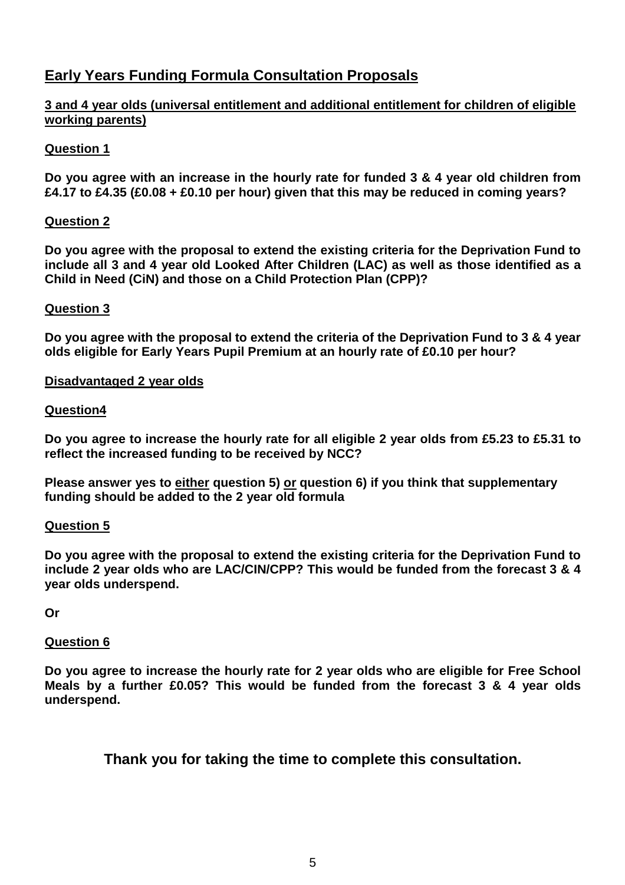## Early Years Funding Formula Consultation Proposals

**3 and 4 year olds (universal entitlement and additional entitlement for children of eligible working parents)**

**Question 1**

**Do you agree with an increase in the hourly rate for funded 3 & 4 year old children from £4.17 to £4.35 (£0.08 + £0.10 per hour) given that this may be reduced in coming years?**

**Question 2**

**Do you agree with the proposal to extend the existing criteria for the Deprivation Fund to include all 3 and 4 year old Looked After Children (LAC) as well as those identified as a Child in Need (CiN) and those on a Child Protection Plan (CPP)?**

**Question 3**

**Do you agree with the proposal to extend the criteria of the Deprivation Fund to 3 & 4 year olds eligible for Early Years Pupil Premium at an hourly rate of £0.10 per hour?**

**Disadvantaged 2 year olds**

**Question4**

**Do you agree to increase the hourly rate for all eligible 2 year olds from £5.23 to £5.31 to reflect the increased funding to be received by NCC?**

**Please answer yes to either question 5) or question 6) if you think that supplementary funding should be added to the 2 year old formula**

**Question 5**

**Do you agree with the proposal to extend the existing criteria for the Deprivation Fund to include 2 year olds who are LAC/CIN/CPP? This would be funded from the forecast 3 & 4 year olds underspend.**

**Or**

**Question 6**

**Do you agree to increase the hourly rate for 2 year olds who are eligible for Free School Meals by a further £0.05? This would be funded from the forecast 3 & 4 year olds underspend.**

**Thank you for taking the time to complete this consultation.**